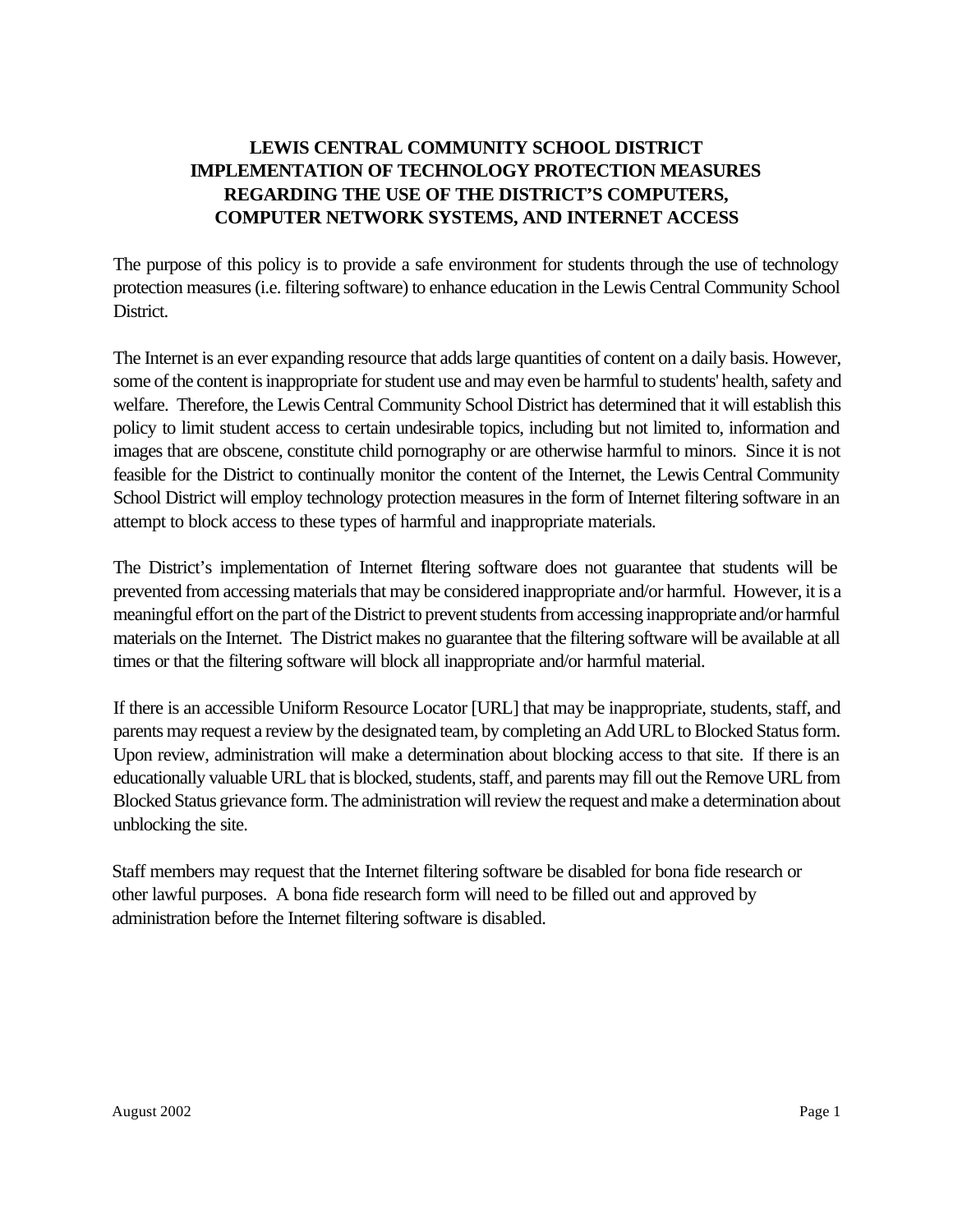# LEWIS CENTRAL COMMUNITY SCHOOL DISTRICT IMPLEMENTATION OF TECHNOLOGY PROTECTION MEASURES REGARDING THE USE OF THE DISTRICT'S COMPUTERS, COMPUTER NETWORK SYSTEMS, AND INTERNET ACCESS

The purpose of this policy is to provide a safe environment for students through the use of technology protection measures (i.e. filtering software) to enhance education in the Lewis Central Community School District.

The Internet is an ever expanding resource that adds large quantities of content on a daily basis. However, some of the content is inappropriate for student use and may even be harmful to students' health, safety and welfare. Therefore, the Lewis Central Community School District has determined that it will establish this policy to limit student access to certain undesirable topics, including but not limited to, information and images that are obscene, constitute child pornography or are otherwise harmful to minors. Since it is not feasible for the District to continually monitor the content of the Internet, the Lewis Central Community School District will employ technology protection measures in the form of Internet filtering software in an attempt to block access to these types of harmful and inappropriate materials.

The District's implementation of Internet filtering software does not guarantee that students will be prevented from accessing materials that may be considered inappropriate and/or harmful. However, it is a meaningful effort on the part of the District to prevent students from accessing inappropriate and/or harmful materials on the Internet. The District makes no guarantee that the filtering software will be available at all times or that the filtering software will block all inappropriate and/or harmful material.

If there is an accessible Uniform Resource Locator [URL] that may be inappropriate, students, staff, and parents may request a review by the designated team, by completing an Add URL to Blocked Status form. Upon review, administration will make a determination about blocking access to that site. If there is an educationally valuable URL that is blocked, students, staff, and parents may fill out the Remove URL from Blocked Status grievance form. The administration will review the request and make a determination about unblocking the site.

Staff members may request that the Internet filtering software be disabled for bona fide research or other lawful purposes. A bona fide research form will need to be filled out and approved by administration before the Internet filtering software is disabled.

August 2002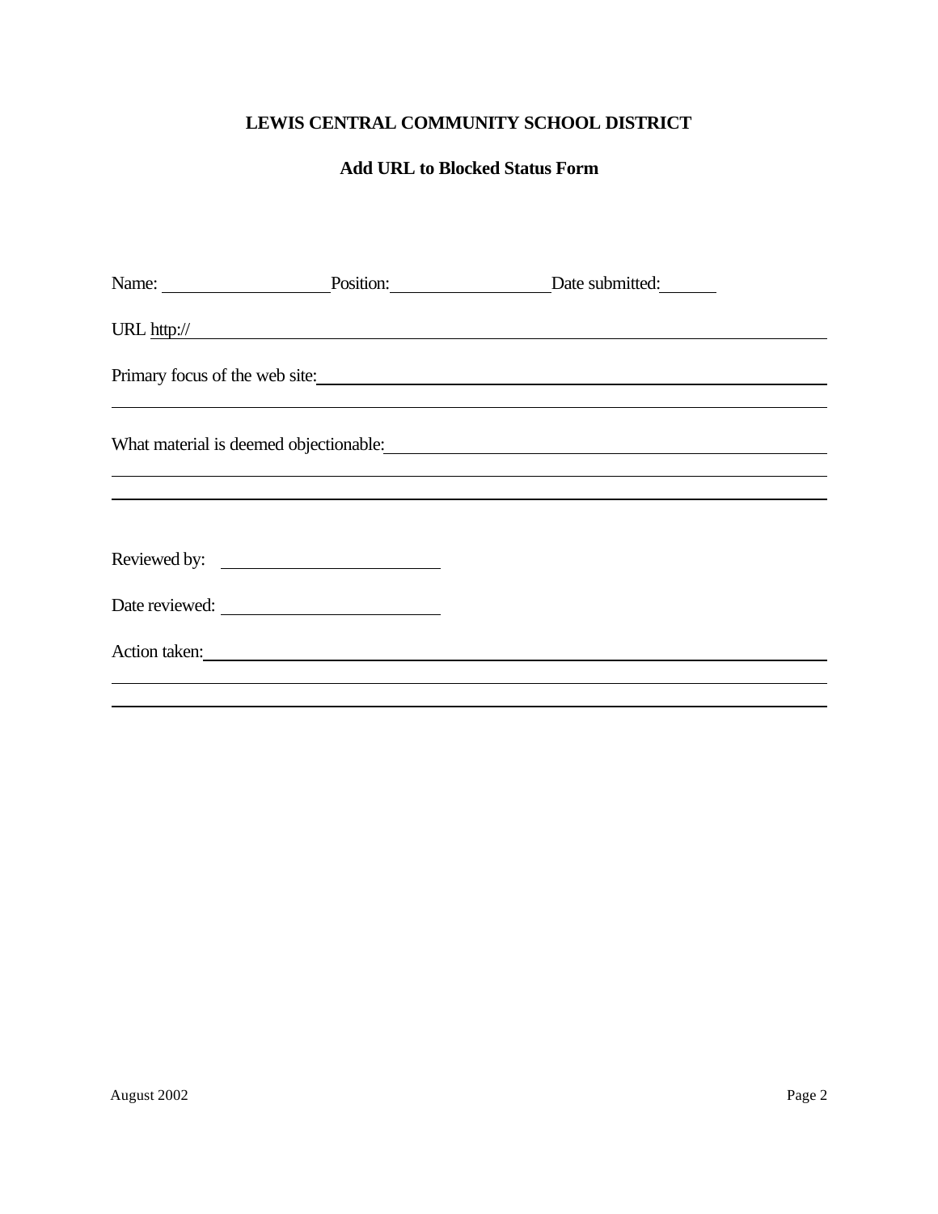**LEWIS CENTRAL COMMUNITY SCHOOL DISTRICT**

**Add URL to Blocked Status Form**

Name: ____________________ Position: ____________________ Date submitted: ________

URL http:// ____________________________________________________________

Primary focus of the web site: ____________________________________________

____________________________________________________________________

What material is deemed objectionable: ____________________________________

____________________________________________________________________

____________________________________________________________________

Reviewed by: ____________________________

Date reviewed: ____________________________

Action taken: ______________________________________________________

____________________________________________________________________

____________________________________________________________________

August 2002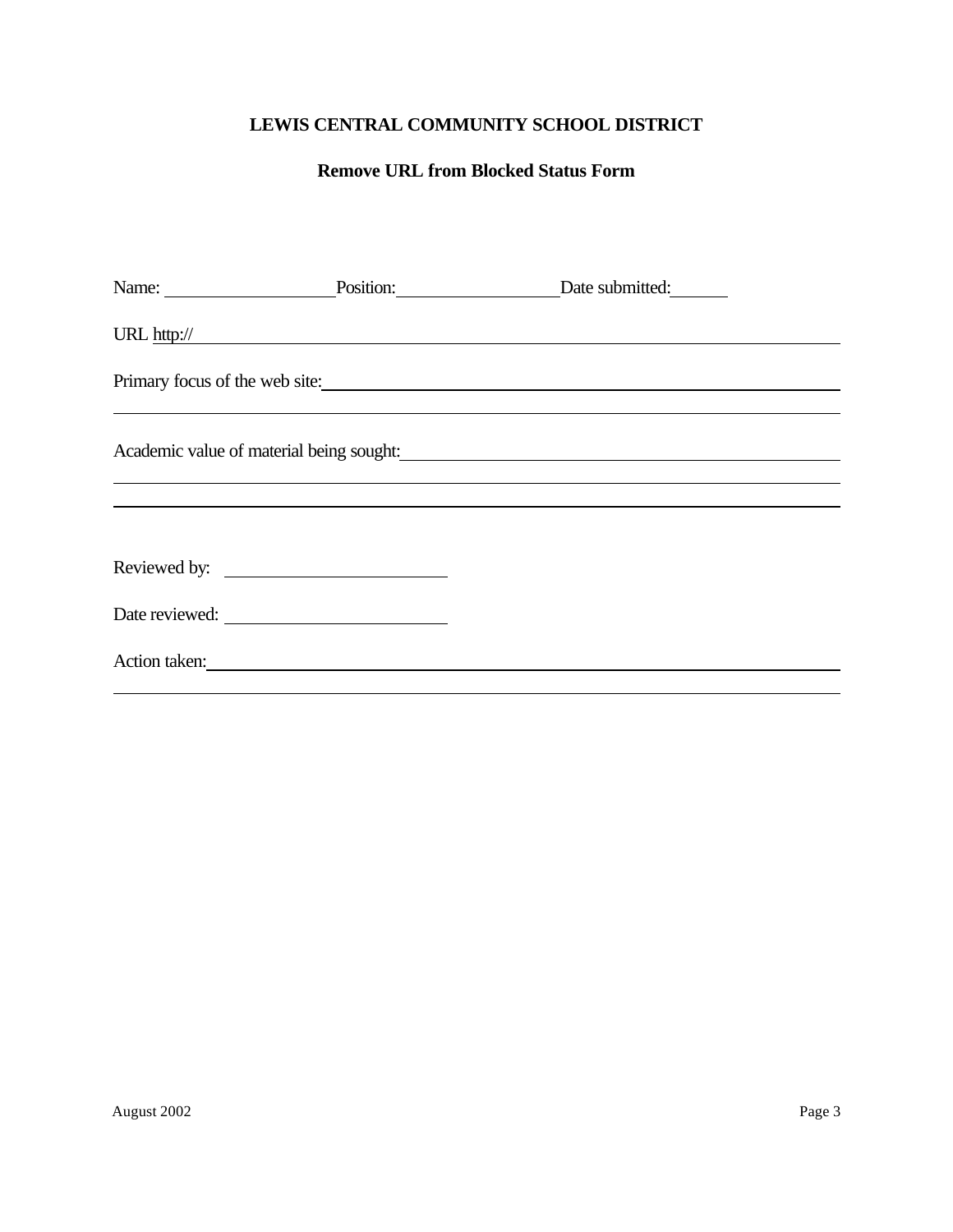**LEWIS CENTRAL COMMUNITY SCHOOL DISTRICT**

**Remove URL from Blocked Status Form**

Name: ____________________ Position: ____________________ Date submitted: ________

URL http:// ______________________________________________________________

Primary focus of the web site: ______________________________________________

______________________________________________________________________

Academic value of material being sought: _____________________________________

______________________________________________________________________

______________________________________________________________________

Reviewed by: ________________________

Date reviewed: ________________________

Action taken: _________________________________________________________

______________________________________________________________________

August 2002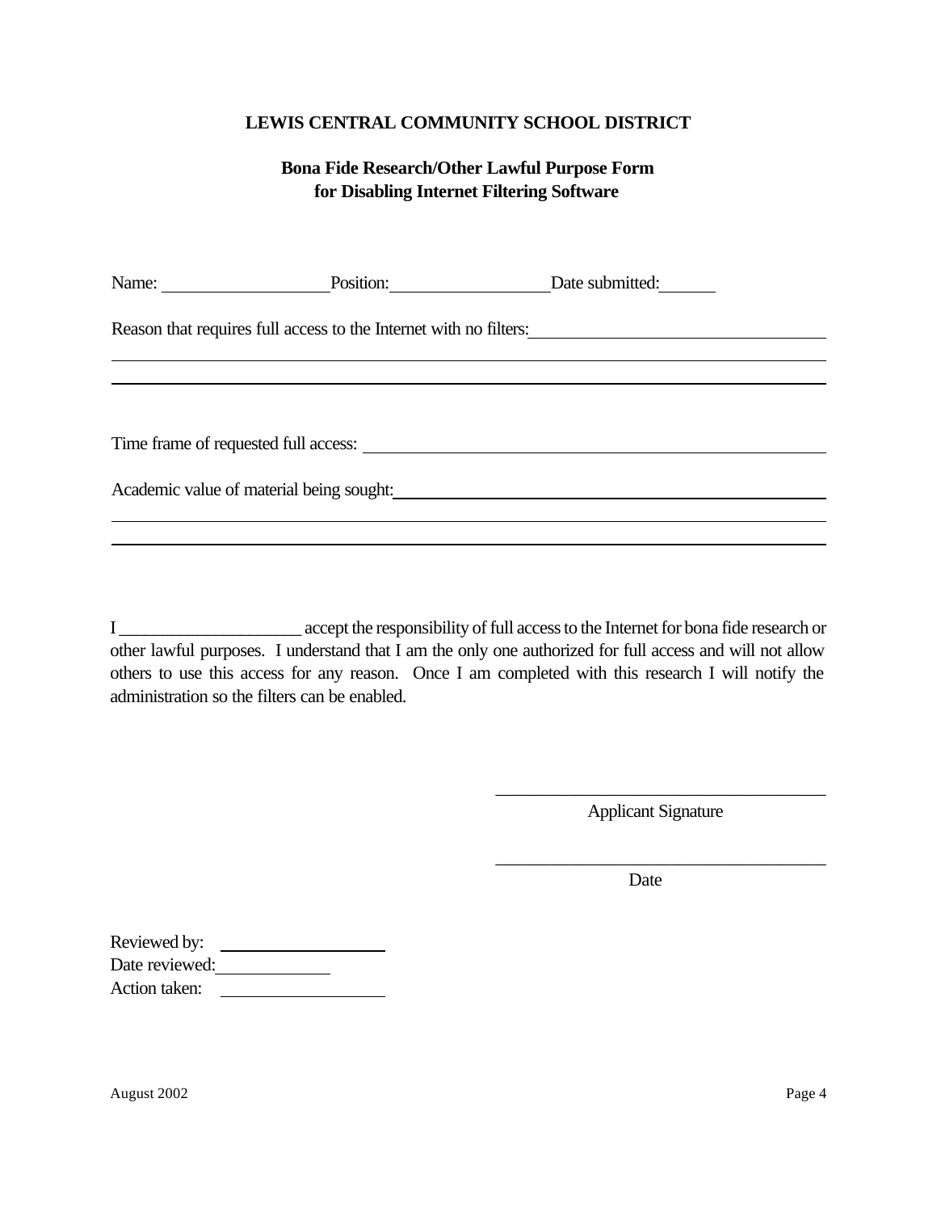# LEWIS CENTRAL COMMUNITY SCHOOL DISTRICT

## Bona Fide Research/Other Lawful Purpose Form for Disabling Internet Filtering Software

Name: ____________________ Position: ____________________ Date submitted: ________

Reason that requires full access to the Internet with no filters: ________________________________________

______________________________________________________________________________

______________________________________________________________________________

Time frame of requested full access: ________________________________________

Academic value of material being sought: ________________________________________

______________________________________________________________________________

______________________________________________________________________________

I ____________________ accept the responsibility of full access to the Internet for bona fide research or other lawful purposes. I understand that I am the only one authorized for full access and will not allow others to use this access for any reason. Once I am completed with this research I will notify the administration so the filters can be enabled.

________________________________________
Applicant Signature

________________________________________
Date

Reviewed by: ____________________
Date reviewed: ______________
Action taken: ____________________

August 2002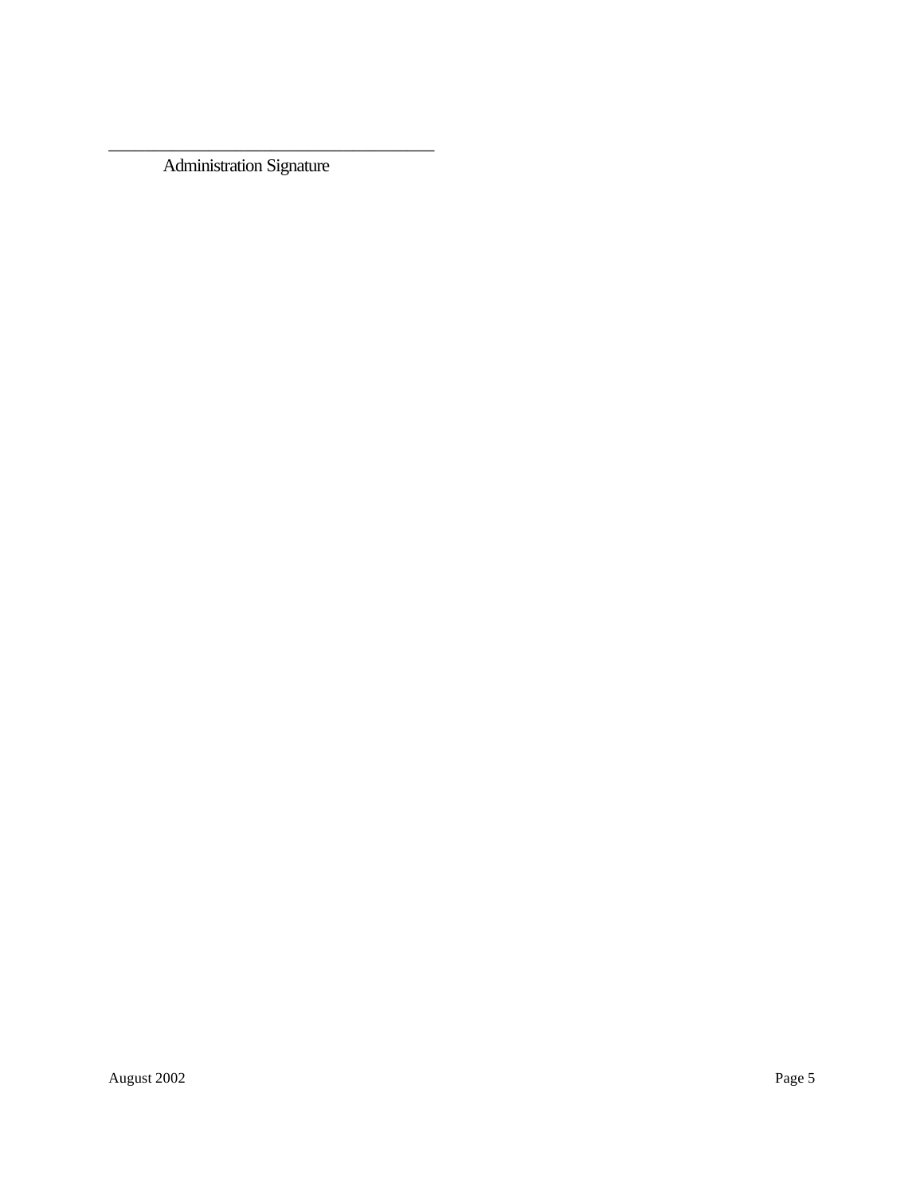_______________________________________

Administration Signature